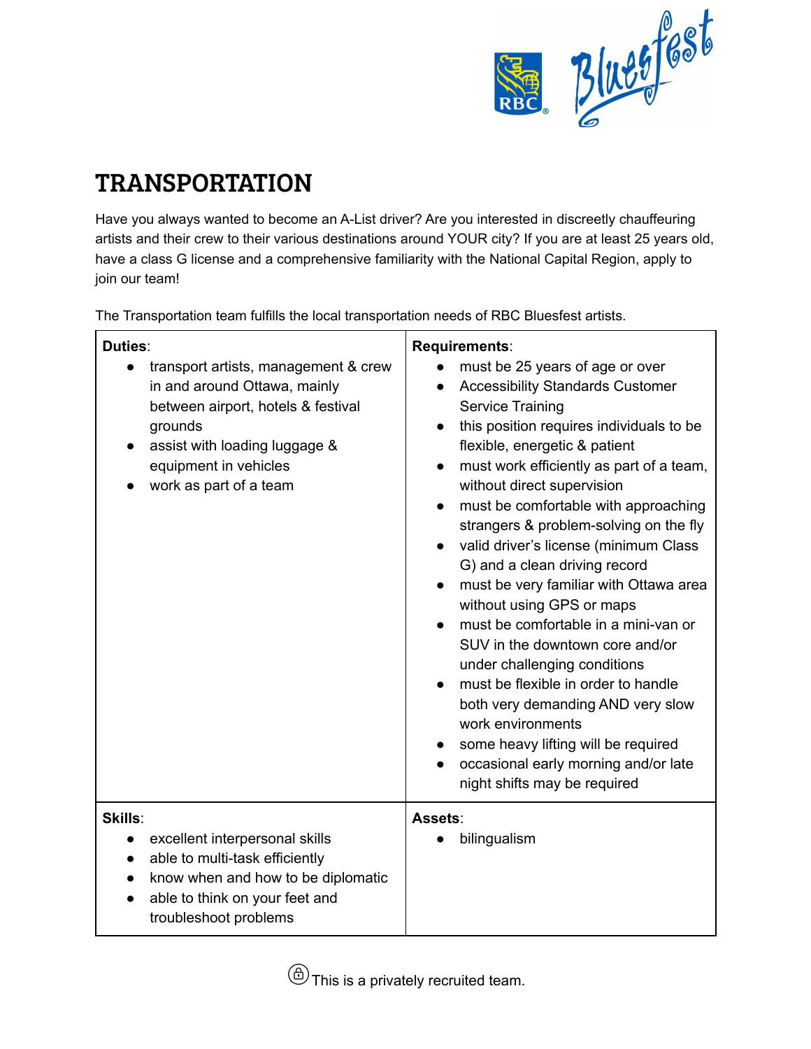# TRANSPORTATION

Have you always wanted to become an A-List driver? Are you interested in discreetly chauffeuring artists and their crew to their various destinations around YOUR city? If you are at least 25 years old, have a class G license and a comprehensive familiarity with the National Capital Region, apply to join our team!

The Transportation team fulfills the local transportation needs of RBC Bluesfest artists.

| **Duties**: | **Requirements**: |
| --- | --- |
| • transport artists, management & crew in and around Ottawa, mainly between airport, hotels & festival grounds<br>• assist with loading luggage & equipment in vehicles<br>• work as part of a team | • must be 25 years of age or over<br>• Accessibility Standards Customer Service Training<br>• this position requires individuals to be flexible, energetic & patient<br>• must work efficiently as part of a team, without direct supervision<br>• must be comfortable with approaching strangers & problem-solving on the fly<br>• valid driver's license (minimum Class G) and a clean driving record<br>• must be very familiar with Ottawa area without using GPS or maps<br>• must be comfortable in a mini-van or SUV in the downtown core and/or under challenging conditions<br>• must be flexible in order to handle both very demanding AND very slow work environments<br>• some heavy lifting will be required<br>• occasional early morning and/or late night shifts may be required |
| **Skills**: | **Assets**: |
| • excellent interpersonal skills<br>• able to multi-task efficiently<br>• know when and how to be diplomatic<br>• able to think on your feet and troubleshoot problems | • bilingualism |

This is a privately recruited team.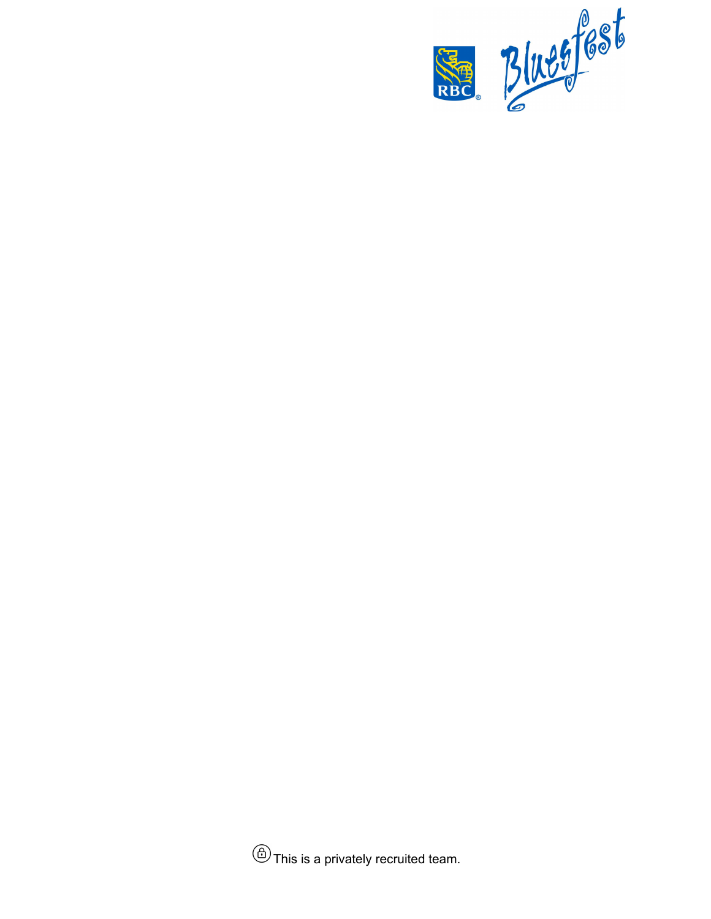This is a privately recruited team.